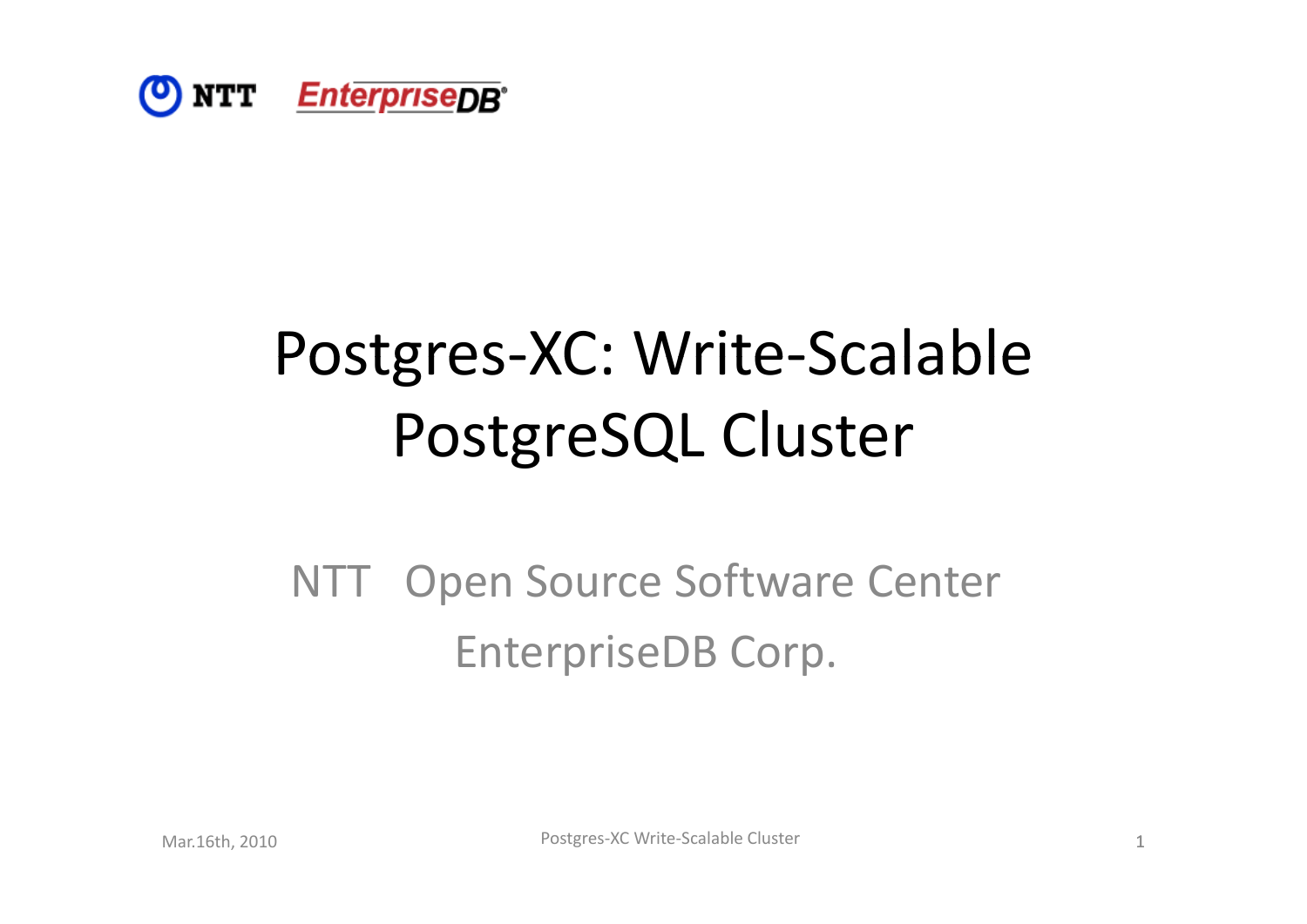NTT EnterpriseDB

# Postgres-XC: Write-Scalable PostgreSQL Cluster

NTT Open Source Software Center

EnterpriseDB Corp.

Mar.16th, 2010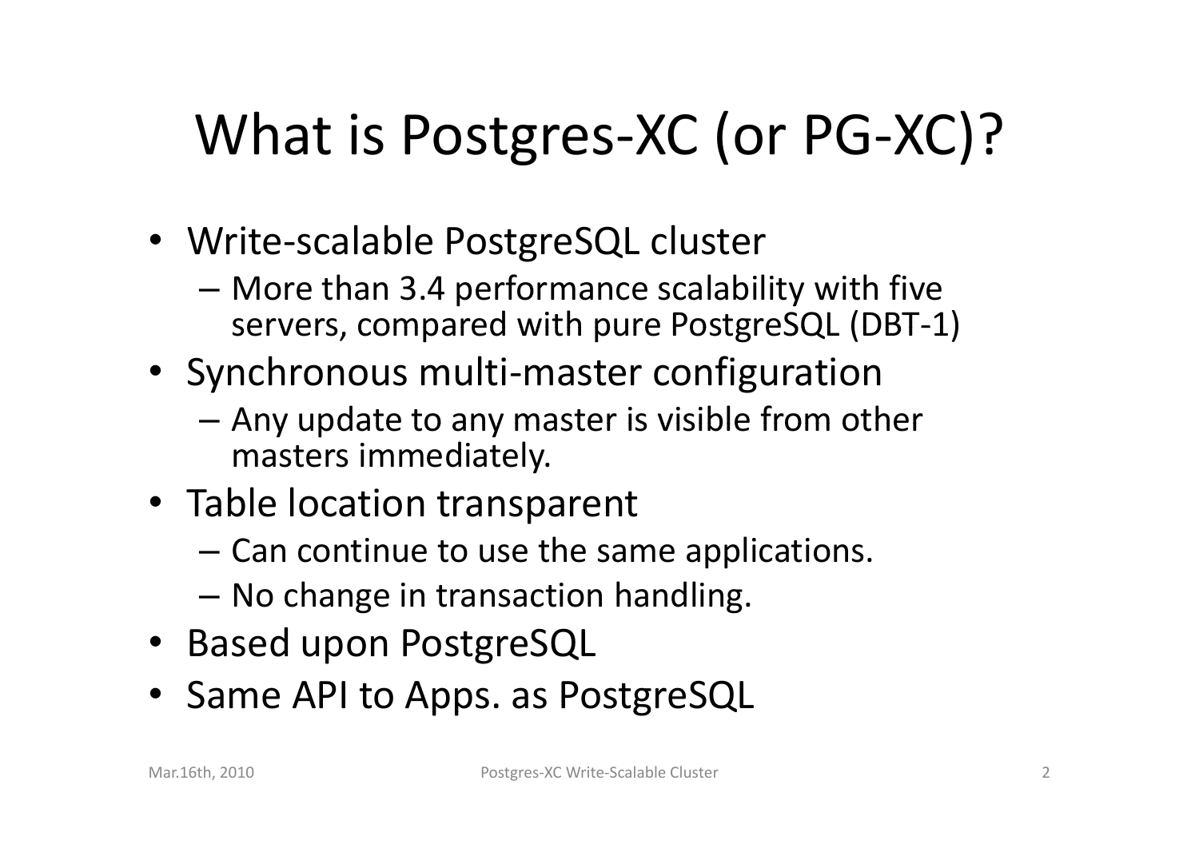# What is Postgres-XC (or PG-XC)?

- Write-scalable PostgreSQL cluster
  - More than 3.4 performance scalability with five servers, compared with pure PostgreSQL (DBT-1)
- Synchronous multi-master configuration
  - Any update to any master is visible from other masters immediately.
- Table location transparent
  - Can continue to use the same applications.
  - No change in transaction handling.
- Based upon PostgreSQL
- Same API to Apps. as PostgreSQL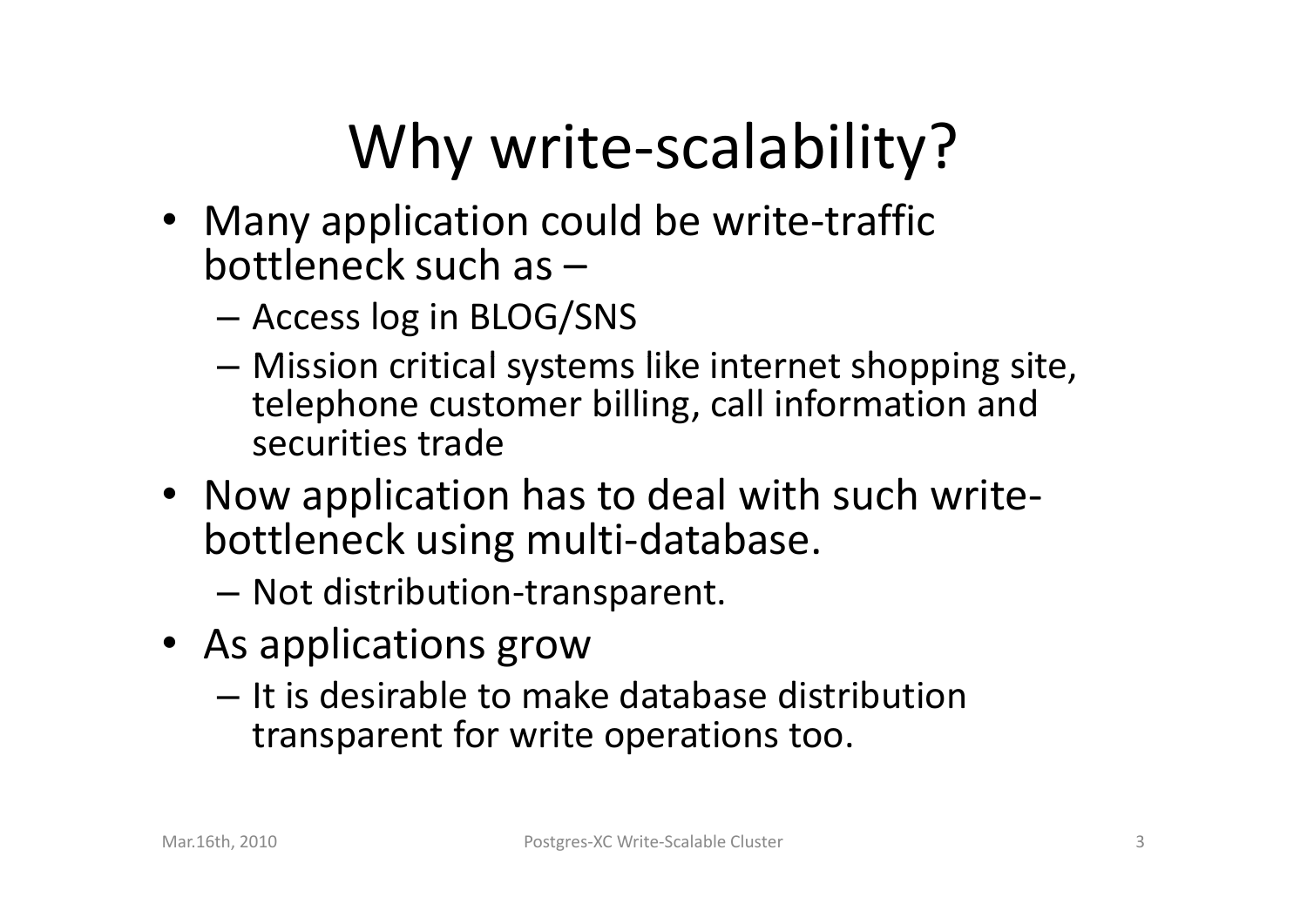# Why write-scalability?

- Many application could be write-traffic bottleneck such as –
  - Access log in BLOG/SNS
  - Mission critical systems like internet shopping site, telephone customer billing, call information and securities trade
- Now application has to deal with such write-bottleneck using multi-database.
  - Not distribution-transparent.
- As applications grow
  - It is desirable to make database distribution transparent for write operations too.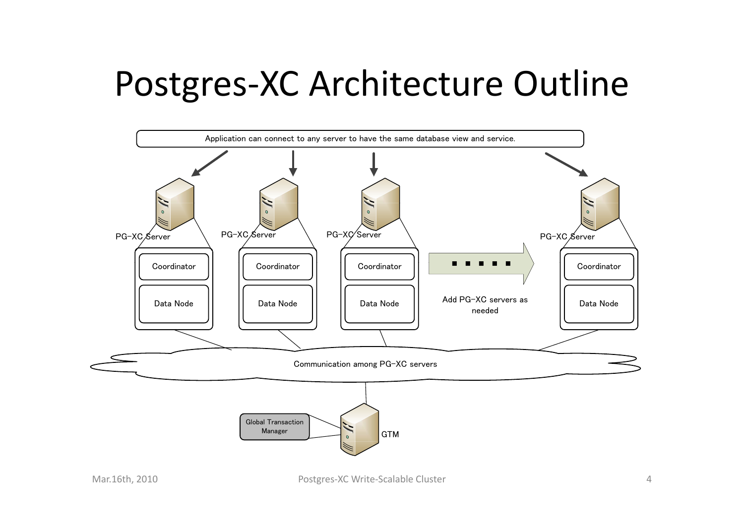# Postgres-XC Architecture Outline

Application can connect to any server to have the same database view and service.

PG-XC Server

Coordinator

Data Node

PG-XC Server

Coordinator

Data Node

PG-XC Server

Coordinator

Data Node

Add PG-XC servers as needed

PG-XC Server

Coordinator

Data Node

Communication among PG-XC servers

Global Transaction Manager

GTM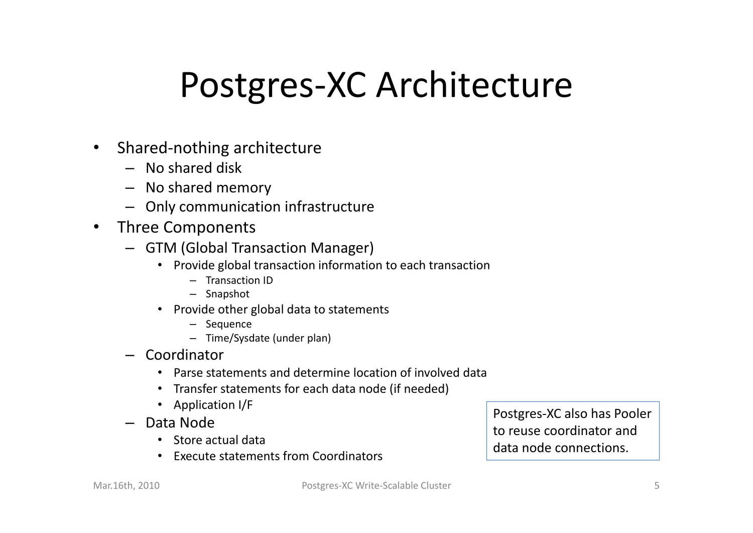# Postgres-XC Architecture

- Shared-nothing architecture
  - No shared disk
  - No shared memory
  - Only communication infrastructure
- Three Components
  - GTM (Global Transaction Manager)
    - Provide global transaction information to each transaction
      - Transaction ID
      - Snapshot
    - Provide other global data to statements
      - Sequence
      - Time/Sysdate (under plan)
  - Coordinator
    - Parse statements and determine location of involved data
    - Transfer statements for each data node (if needed)
    - Application I/F
  - Data Node
    - Store actual data
    - Execute statements from Coordinators

Postgres-XC also has Pooler to reuse coordinator and data node connections.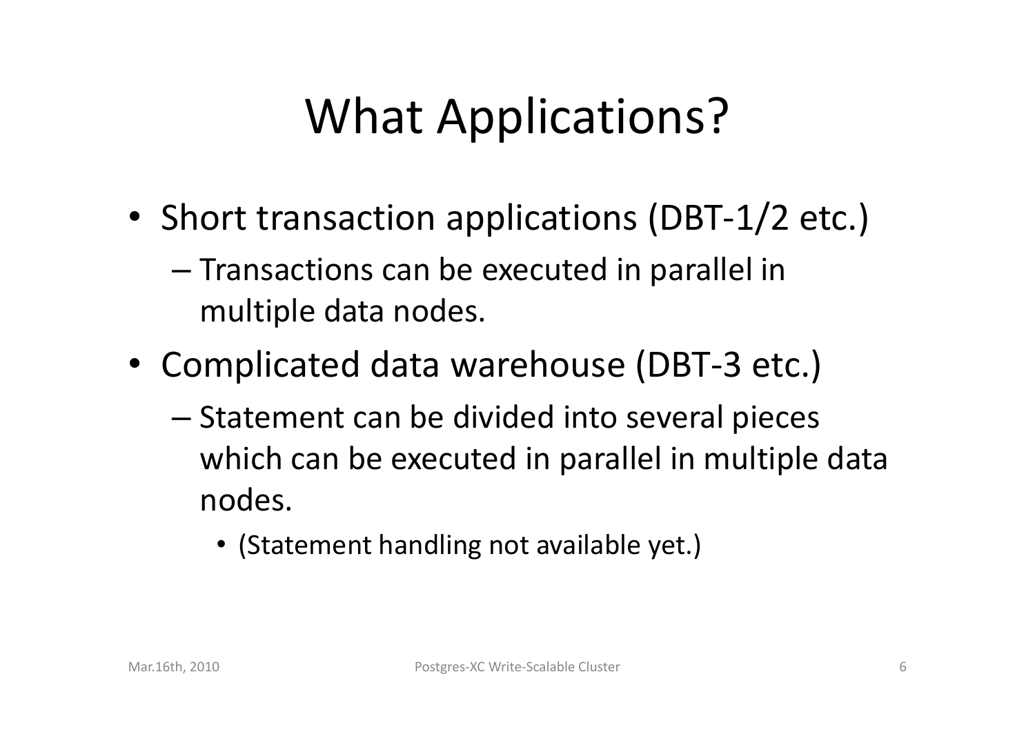# What Applications?

- Short transaction applications (DBT-1/2 etc.)
  - Transactions can be executed in parallel in multiple data nodes.
- Complicated data warehouse (DBT-3 etc.)
  - Statement can be divided into several pieces which can be executed in parallel in multiple data nodes.
    - (Statement handling not available yet.)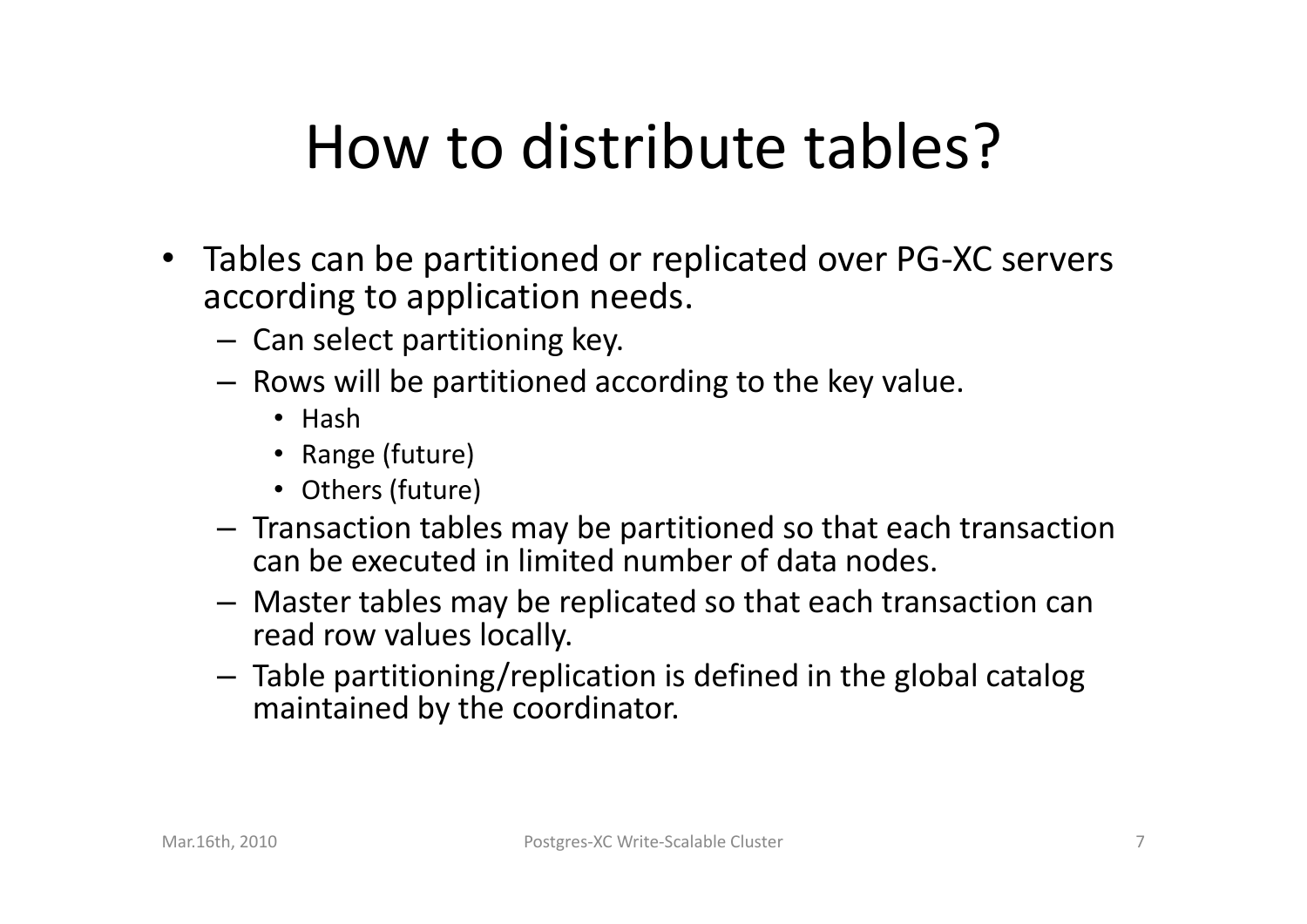# How to distribute tables?

- Tables can be partitioned or replicated over PG-XC servers according to application needs.
  - Can select partitioning key.
  - Rows will be partitioned according to the key value.
    - Hash
    - Range (future)
    - Others (future)
  - Transaction tables may be partitioned so that each transaction can be executed in limited number of data nodes.
  - Master tables may be replicated so that each transaction can read row values locally.
  - Table partitioning/replication is defined in the global catalog maintained by the coordinator.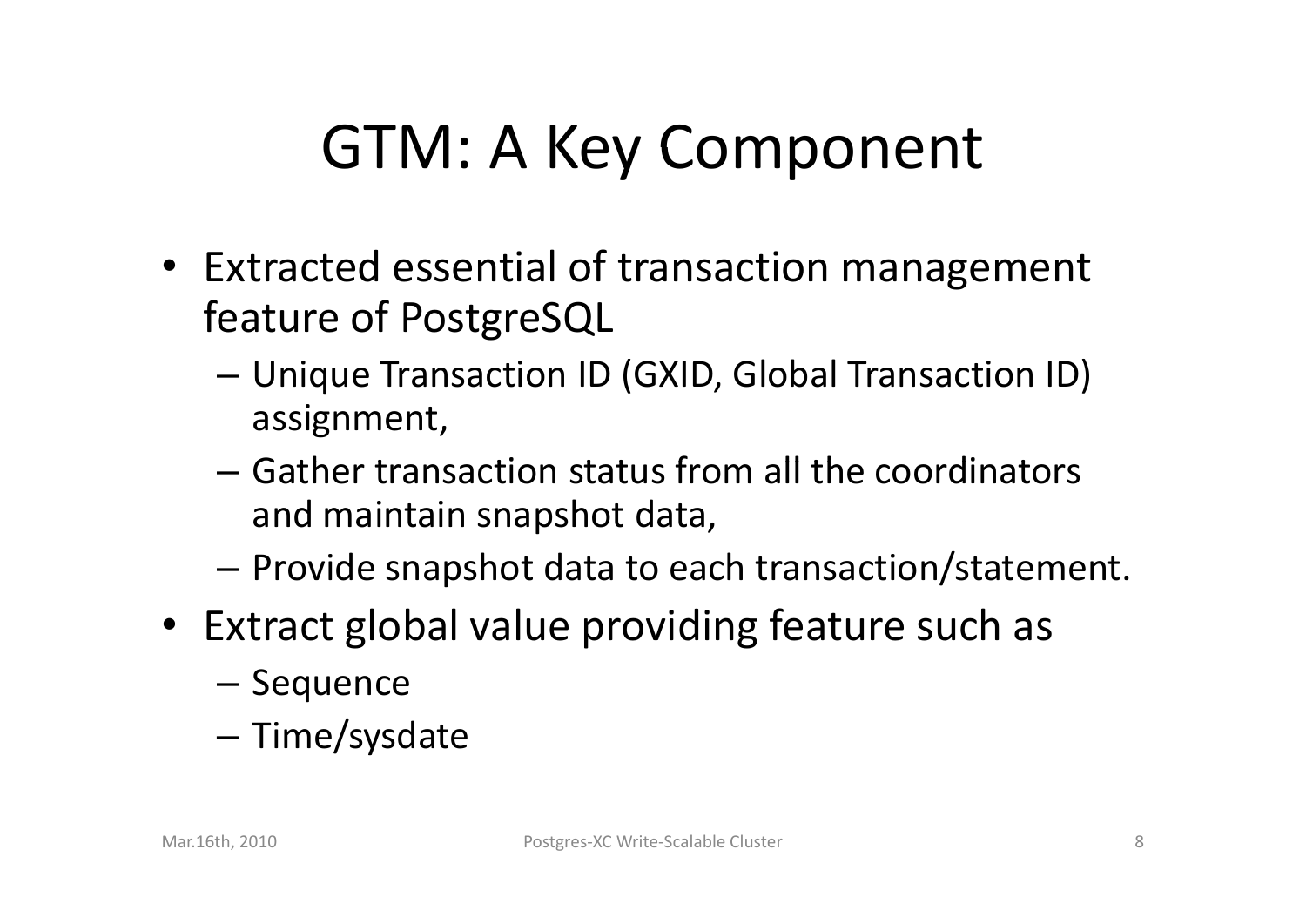# GTM: A Key Component

- Extracted essential of transaction management feature of PostgreSQL
  - Unique Transaction ID (GXID, Global Transaction ID) assignment,
  - Gather transaction status from all the coordinators and maintain snapshot data,
  - Provide snapshot data to each transaction/statement.
- Extract global value providing feature such as
  - Sequence
  - Time/sysdate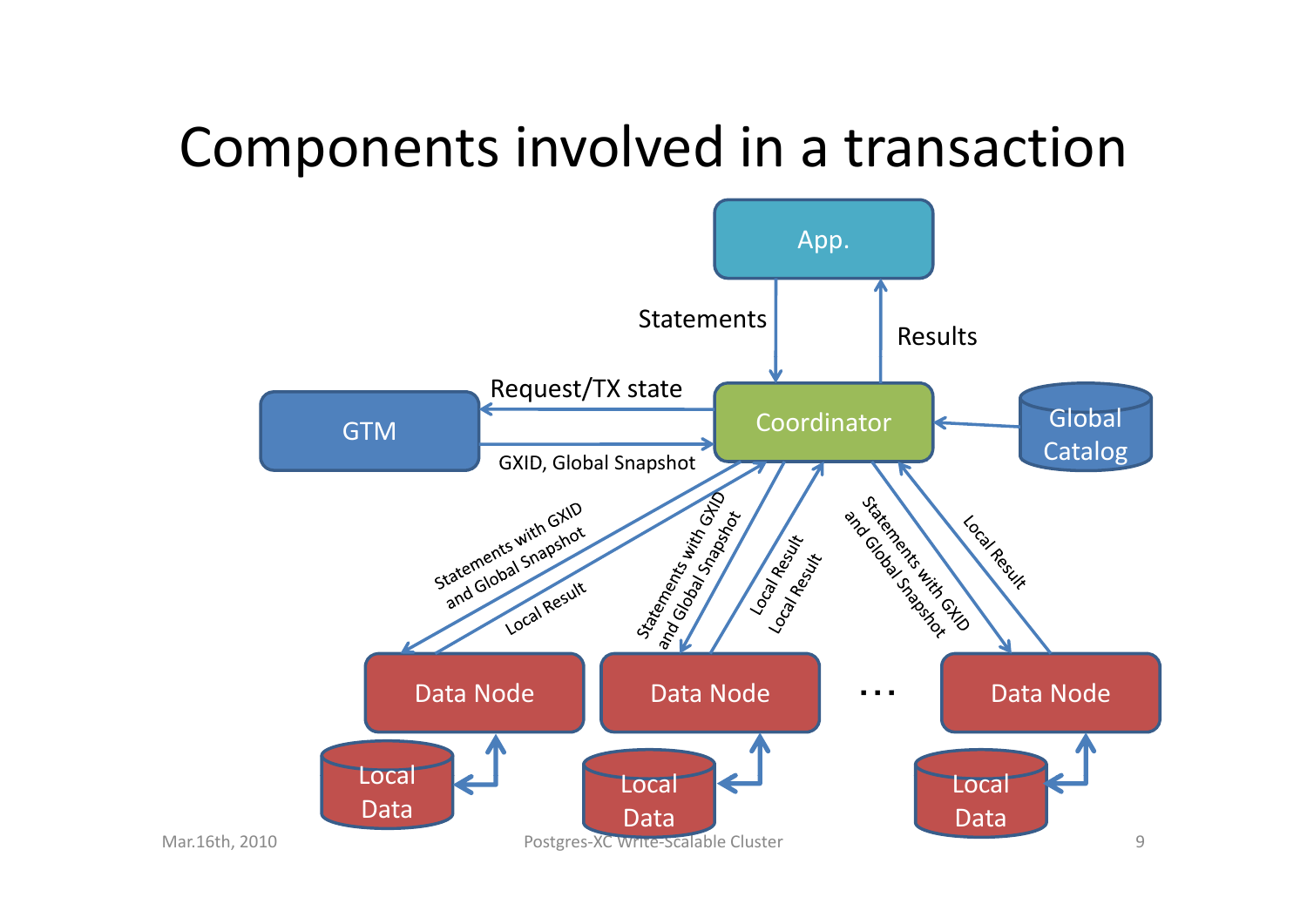# Components involved in a transaction

App.

Statements

Results

Request/TX state

GTM

GXID, Global Snapshot

Coordinator

Global Catalog

Statements with GXID and Global Snapshot

Local Result

Statements with GXID and Global Snapshot

Local Result

Local Result

Statements with GXID and Global Snapshot

Local Result

Data Node

Data Node

…

Data Node

Local Data

Local Data

Local Data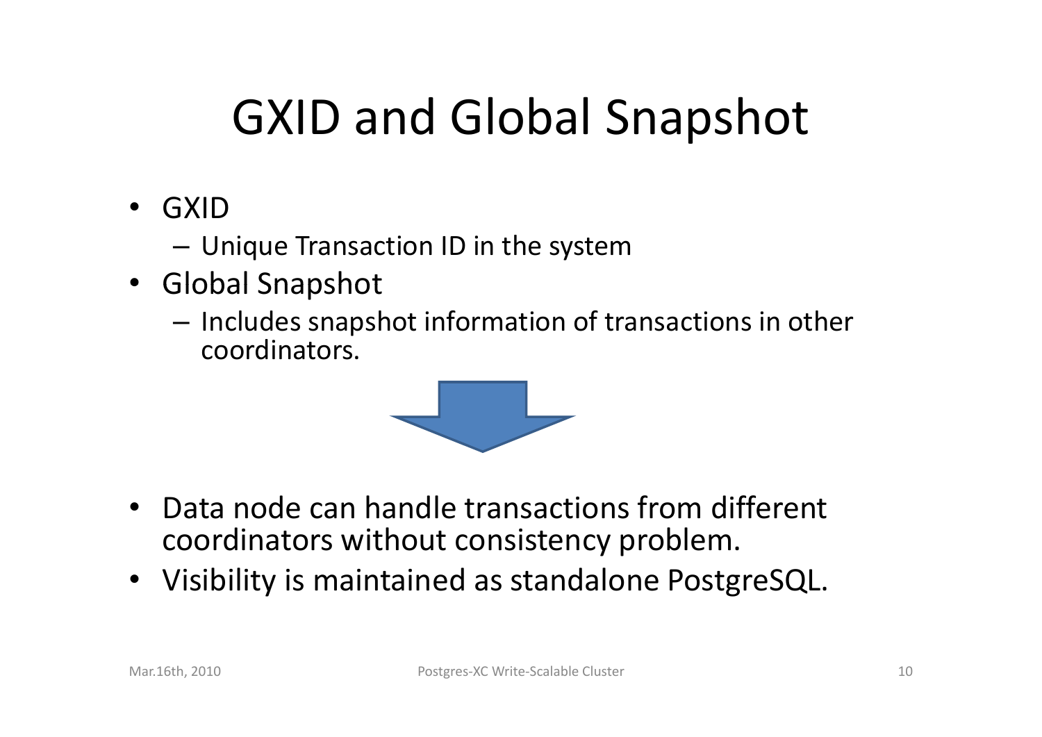# GXID and Global Snapshot

- GXID
  - Unique Transaction ID in the system
- Global Snapshot
  - Includes snapshot information of transactions in other coordinators.

- Data node can handle transactions from different coordinators without consistency problem.
- Visibility is maintained as standalone PostgreSQL.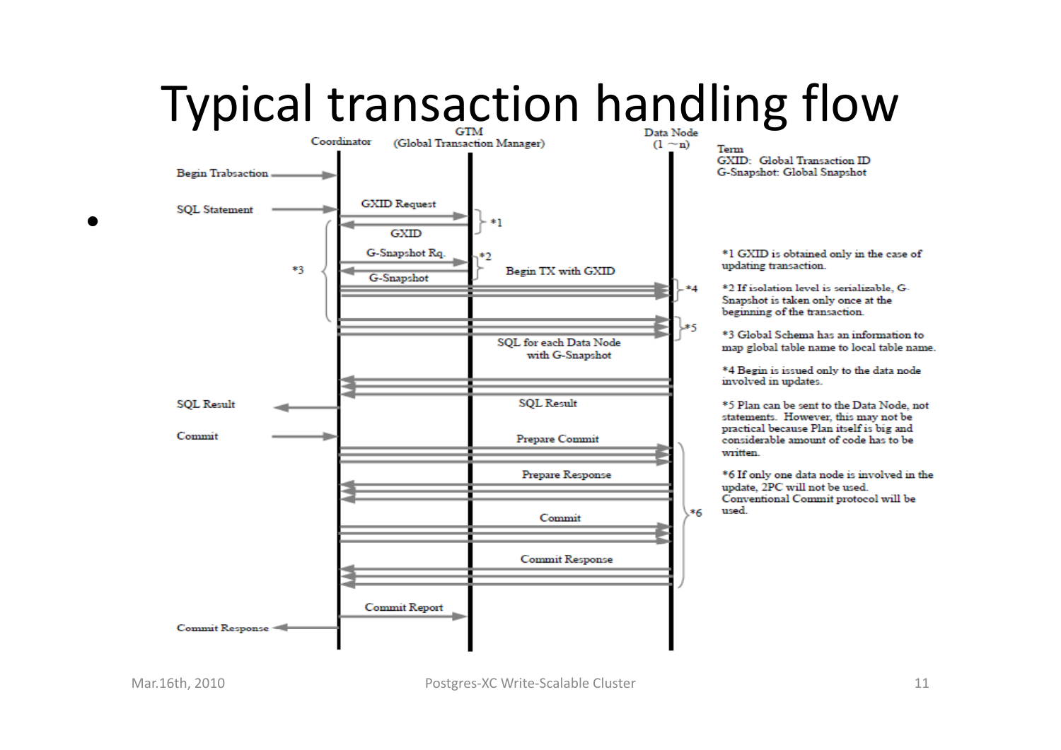# Typical transaction handling flow

- Coordinator / GTM (Global Transaction Manager) / Data Node (1 ～n)

Term
GXID: Global Transaction ID
G-Snapshot: Global Snapshot

Begin Trabsaction

SQL Statement

GXID Request

GXID

G-Snapshot Rq.

G-Snapshot

Begin TX with GXID

SQL for each Data Node with G-Snapshot

SQL Result

SQL Result

Commit

Prepare Commit

Prepare Response

Commit

Commit Response

Commit Report

Commit Response

*1 GXID is obtained only in the case of updating transaction.

*2 If isolation level is serializable, G-Snapshot is taken only once at the beginning of the transaction.

*3 Global Schema has an information to map global table name to local table name.

*4 Begin is issued only to the data node involved in updates.

*5 Plan can be sent to the Data Node, not statements. However, this may not be practical because Plan itself is big and considerable amount of code has to be written.

*6 If only one data node is involved in the update, 2PC will not be used. Conventional Commit protocol will be used.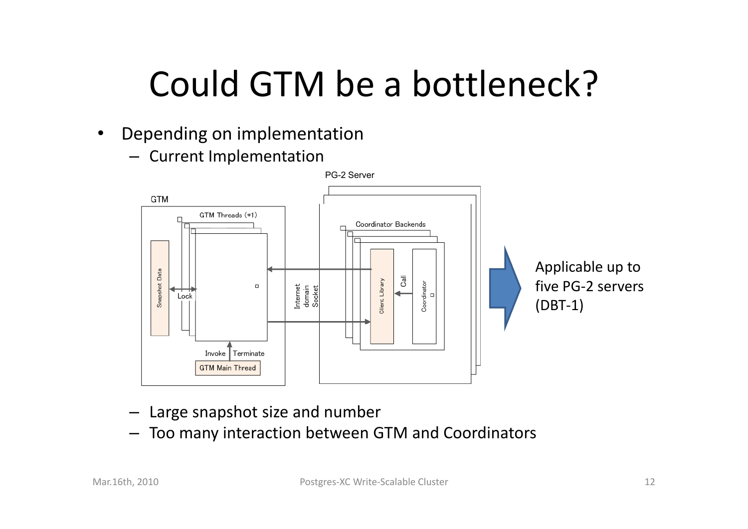# Could GTM be a bottleneck?

- Depending on implementation
  - Current Implementation

PG-2 Server

GTM

GTM Threads (*1)

Coordinator Backends

Snapshot Data

Lock

Internet domain Socket

Client Library

Call

Coordinator

Invoke

Terminate

GTM Main Thread

Applicable up to five PG-2 servers (DBT-1)

  - Large snapshot size and number
  - Too many interaction between GTM and Coordinators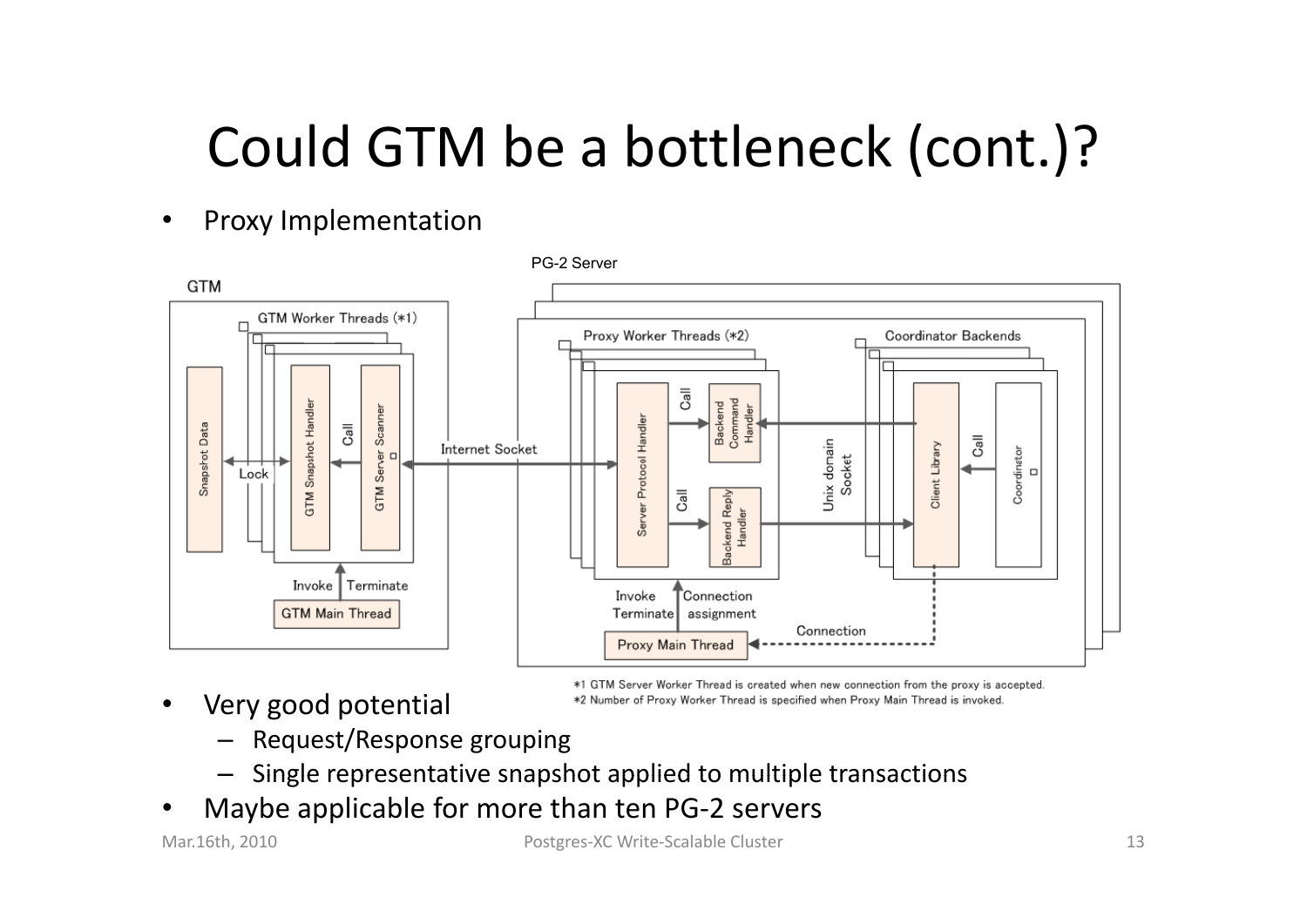# Could GTM be a bottleneck (cont.)?

- Proxy Implementation

*1 GTM Server Worker Thread is created when new connection from the proxy is accepted.
*2 Number of Proxy Worker Thread is specified when Proxy Main Thread is invoked.

- Very good potential
  - Request/Response grouping
  - Single representative snapshot applied to multiple transactions
- Maybe applicable for more than ten PG-2 servers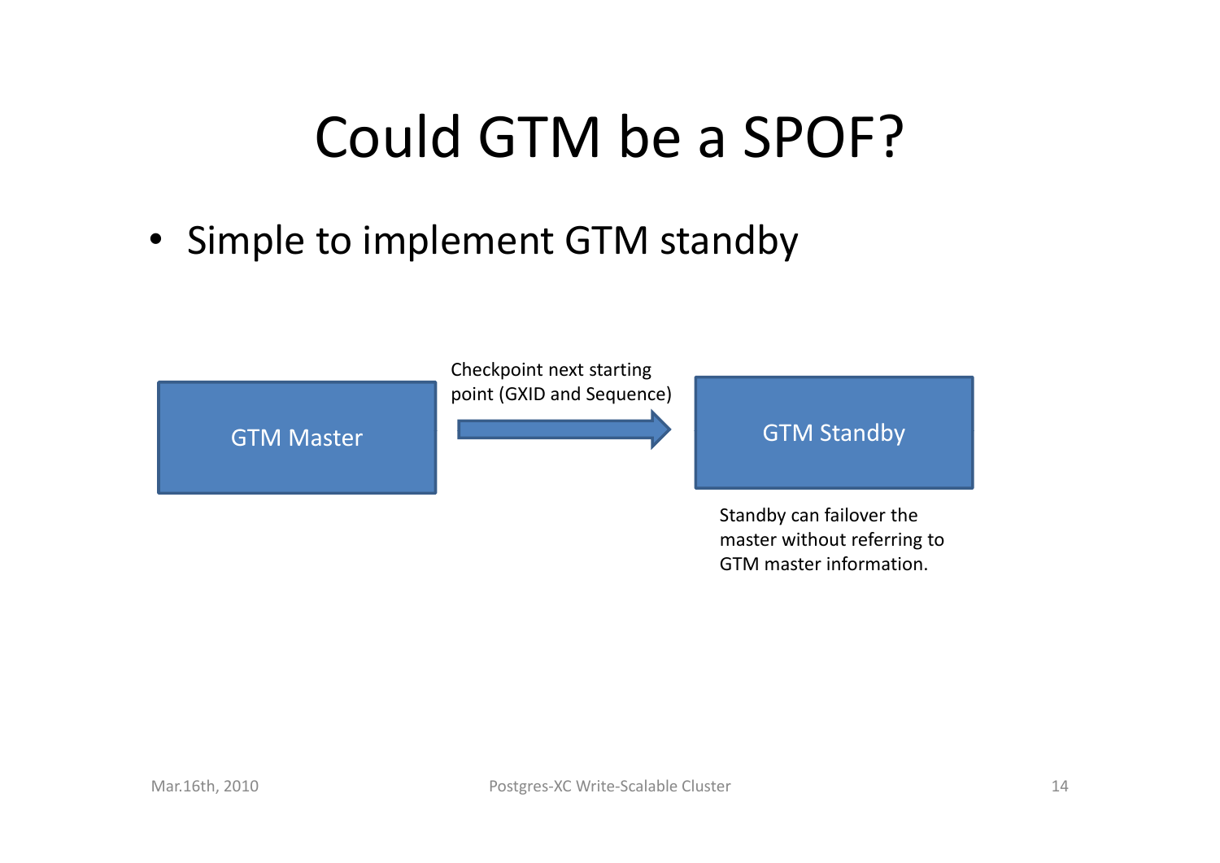# Could GTM be a SPOF?

- Simple to implement GTM standby

GTM Master → GTM Standby

Checkpoint next starting point (GXID and Sequence)

Standby can failover the master without referring to GTM master information.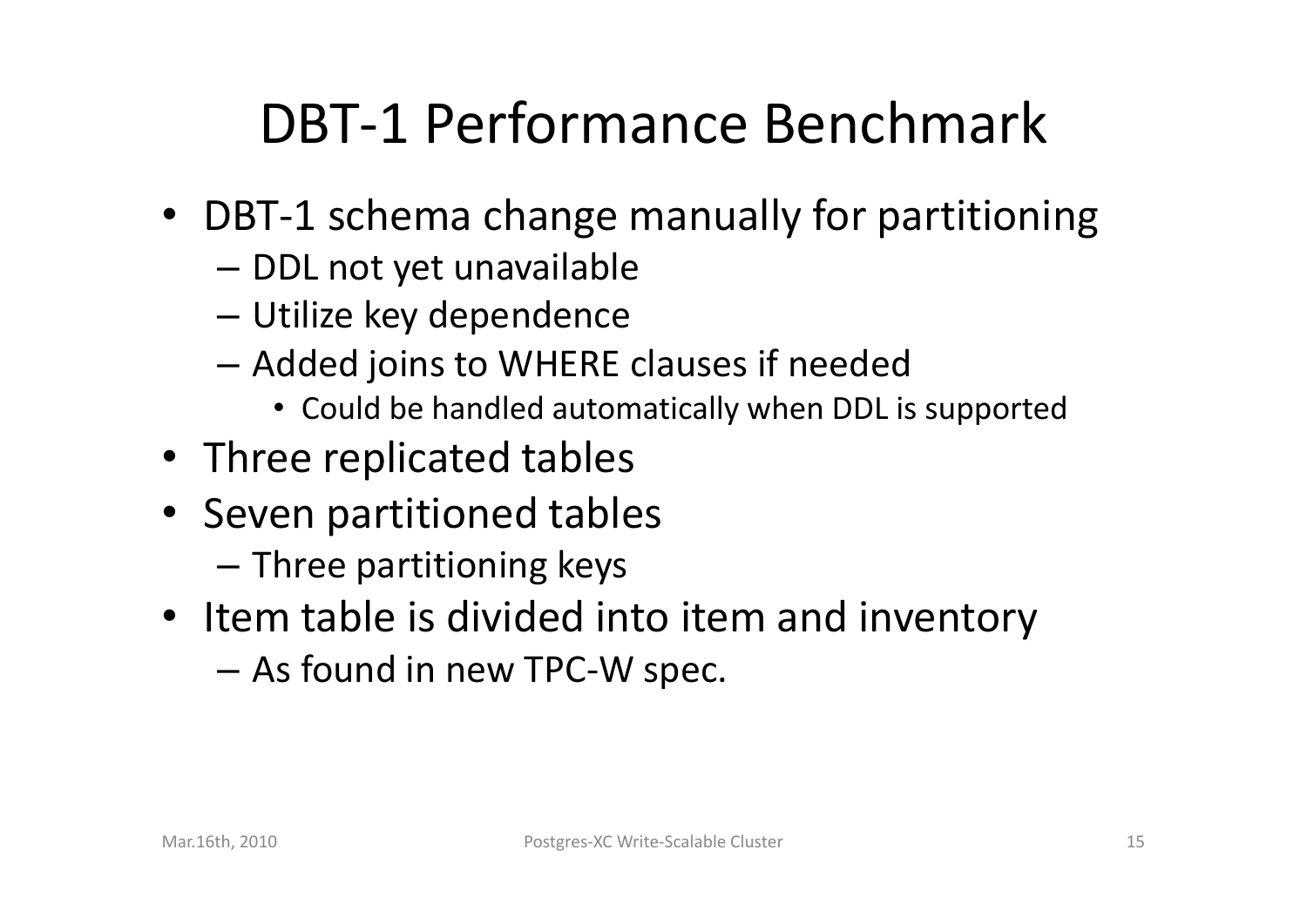# DBT-1 Performance Benchmark

- DBT-1 schema change manually for partitioning
  - DDL not yet unavailable
  - Utilize key dependence
  - Added joins to WHERE clauses if needed
    - Could be handled automatically when DDL is supported
- Three replicated tables
- Seven partitioned tables
  - Three partitioning keys
- Item table is divided into item and inventory
  - As found in new TPC-W spec.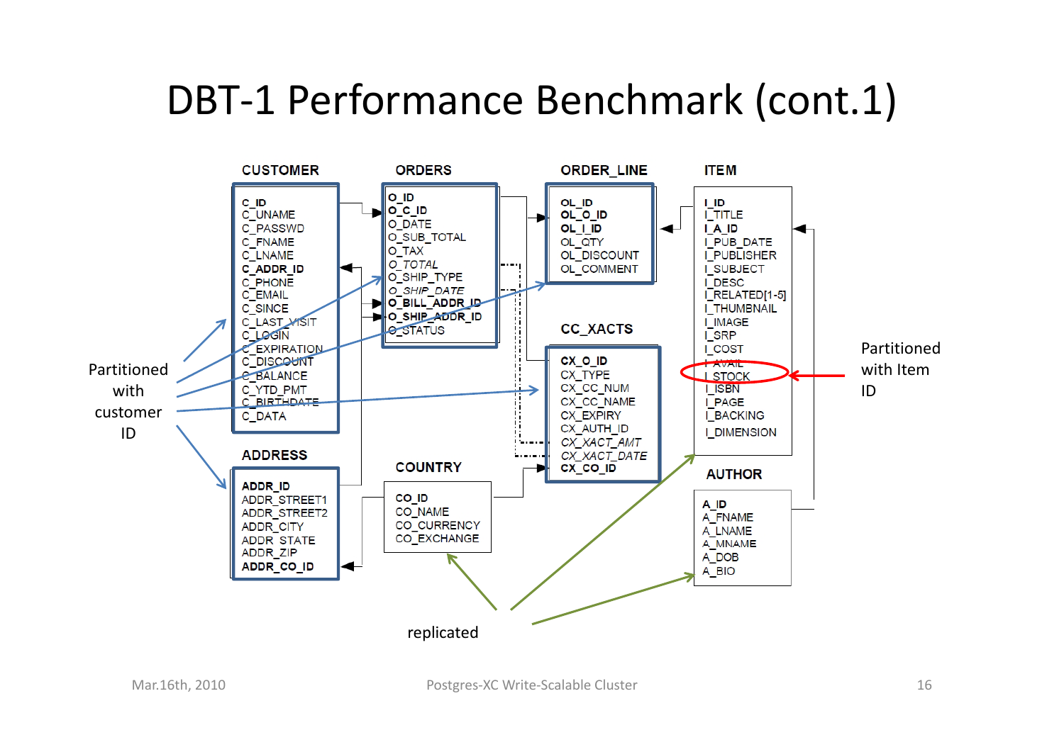# DBT-1 Performance Benchmark (cont.1)

**CUSTOMER**
- **C_ID**
- C_UNAME
- C_PASSWD
- C_FNAME
- C_LNAME
- **C_ADDR_ID**
- C_PHONE
- C_EMAIL
- C_SINCE
- C_LAST_VISIT
- C_LOGIN
- C_EXPIRATION
- C_DISCOUNT
- C_BALANCE
- C_YTD_PMT
- C_BIRTHDATE
- C_DATA

**ORDERS**
- **O_ID**
- **O_C_ID**
- O_DATE
- O_SUB_TOTAL
- O_TAX
- *O_TOTAL*
- O_SHIP_TYPE
- *O_SHIP_DATE*
- **O_BILL_ADDR_ID**
- **O_SHIP_ADDR_ID**
- O_STATUS

**ORDER_LINE**
- **OL_ID**
- **OL_O_ID**
- **OL_I_ID**
- OL_QTY
- OL_DISCOUNT
- OL_COMMENT

**ITEM**
- **I_ID**
- I_TITLE
- **I_A_ID**
- I_PUB_DATE
- I_PUBLISHER
- I_SUBJECT
- I_DESC
- I_RELATED[1-5]
- I_THUMBNAIL
- I_IMAGE
- I_SRP
- I_COST
- I_AVAIL
- I_STOCK
- I_ISBN
- I_PAGE
- I_BACKING
- I_DIMENSION

**CC_XACTS**
- **CX_O_ID**
- CX_TYPE
- CX_CC_NUM
- CX_CC_NAME
- CX_EXPIRY
- CX_AUTH_ID
- *CX_XACT_AMT*
- *CX_XACT_DATE*
- **CX_CO_ID**

**ADDRESS**
- **ADDR_ID**
- ADDR_STREET1
- ADDR_STREET2
- ADDR_CITY
- ADDR_STATE
- ADDR_ZIP
- **ADDR_CO_ID**

**COUNTRY**
- **CO_ID**
- CO_NAME
- CO_CURRENCY
- CO_EXCHANGE

**AUTHOR**
- **A_ID**
- A_FNAME
- A_LNAME
- A_MNAME
- A_DOB
- A_BIO

Partitioned with customer ID

Partitioned with Item ID

replicated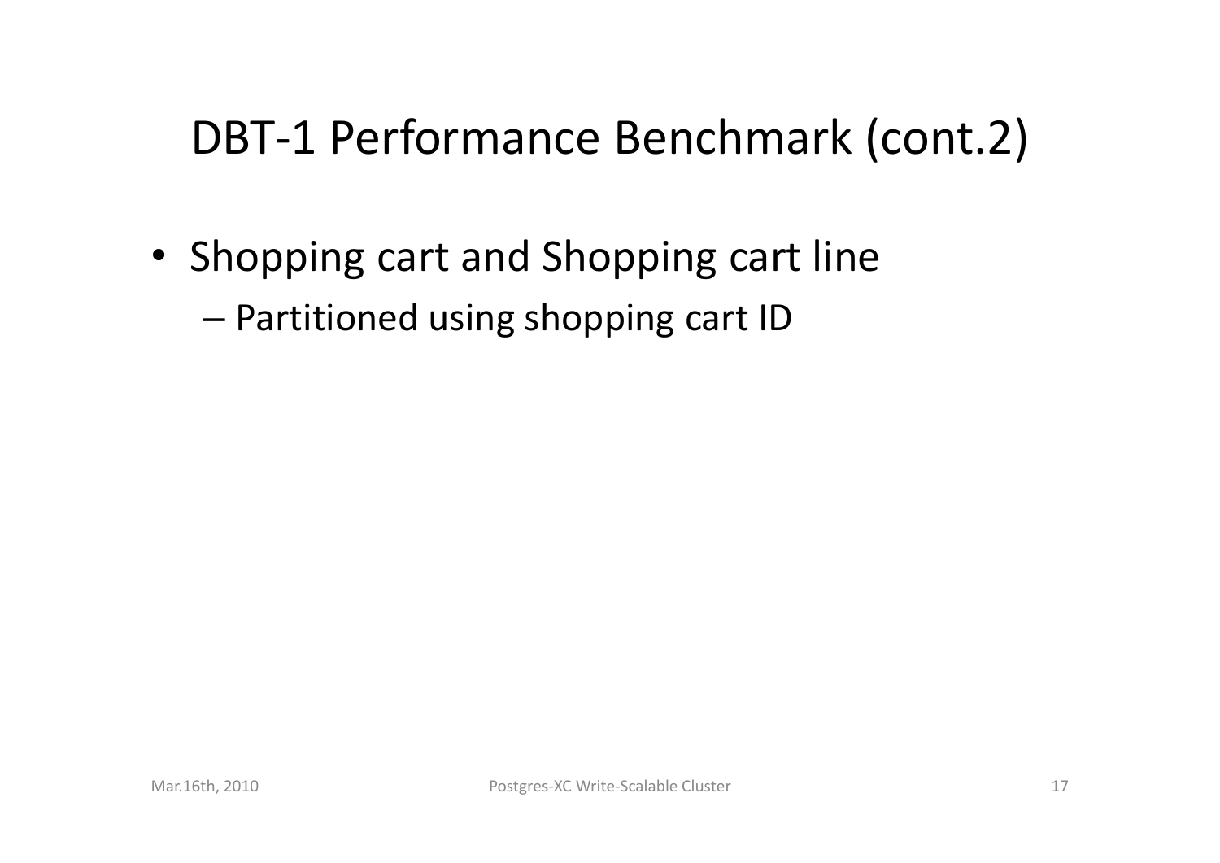# DBT-1 Performance Benchmark (cont.2)

- Shopping cart and Shopping cart line
  - Partitioned using shopping cart ID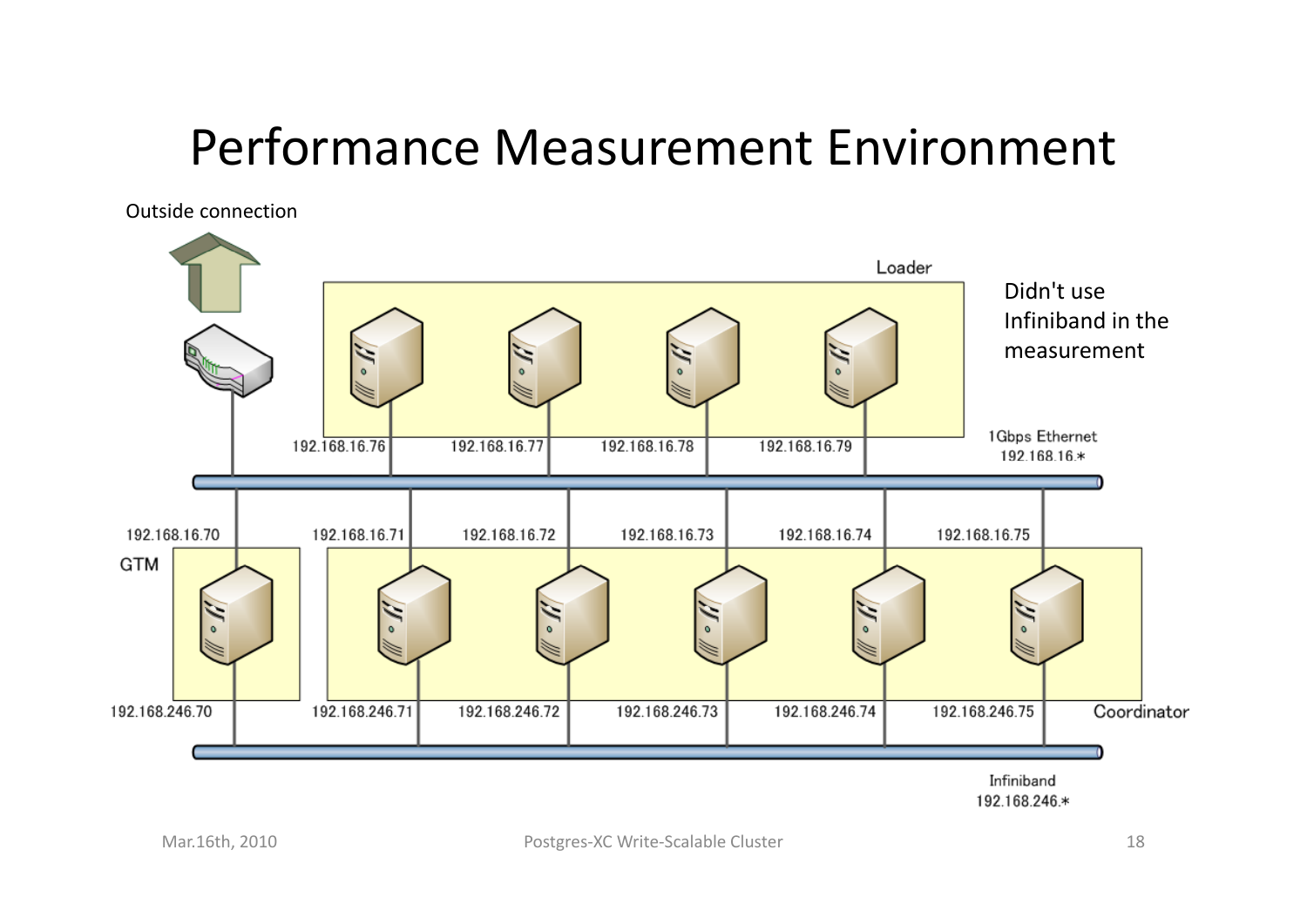# Performance Measurement Environment

Outside connection

Loader

Didn't use Infiniband in the measurement

1Gbps Ethernet
192.168.16.*

192.168.16.76
192.168.16.77
192.168.16.78
192.168.16.79

192.168.16.70
GTM
192.168.246.70

192.168.16.71
192.168.16.72
192.168.16.73
192.168.16.74
192.168.16.75

192.168.246.71
192.168.246.72
192.168.246.73
192.168.246.74
192.168.246.75

Coordinator

Infiniband
192.168.246.*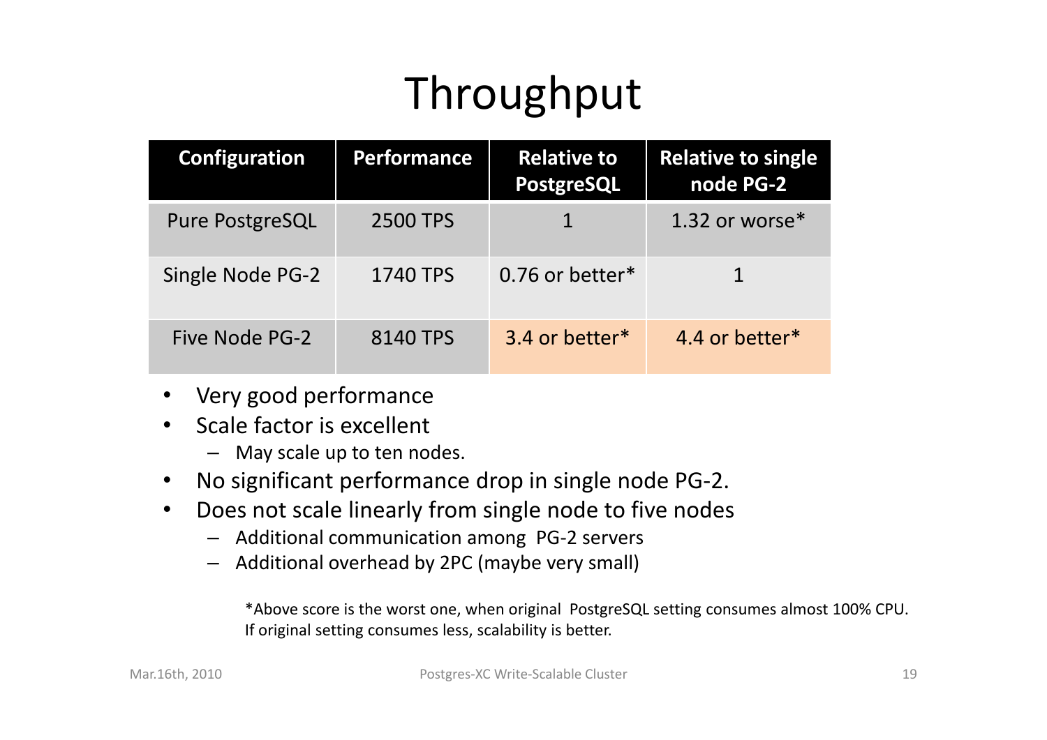# Throughput

| Configuration | Performance | Relative to PostgreSQL | Relative to single node PG-2 |
|---|---|---|---|
| Pure PostgreSQL | 2500 TPS | 1 | 1.32 or worse* |
| Single Node PG-2 | 1740 TPS | 0.76 or better* | 1 |
| Five Node PG-2 | 8140 TPS | 3.4 or better* | 4.4 or better* |

- Very good performance
- Scale factor is excellent
  - May scale up to ten nodes.
- No significant performance drop in single node PG-2.
- Does not scale linearly from single node to five nodes
  - Additional communication among PG-2 servers
  - Additional overhead by 2PC (maybe very small)

*Above score is the worst one, when original PostgreSQL setting consumes almost 100% CPU. If original setting consumes less, scalability is better.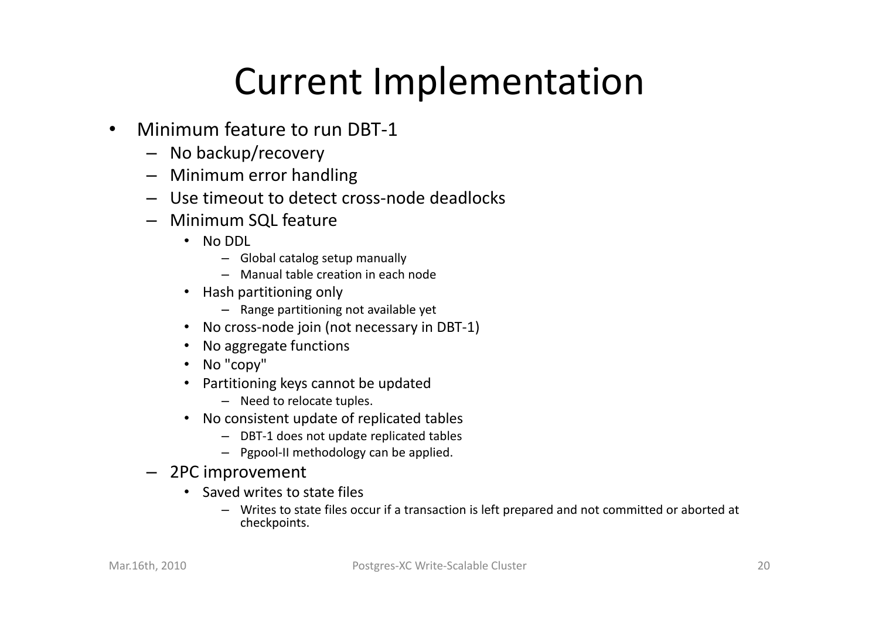# Current Implementation

- Minimum feature to run DBT-1
  - No backup/recovery
  - Minimum error handling
  - Use timeout to detect cross-node deadlocks
  - Minimum SQL feature
    - No DDL
      - Global catalog setup manually
      - Manual table creation in each node
    - Hash partitioning only
      - Range partitioning not available yet
    - No cross-node join (not necessary in DBT-1)
    - No aggregate functions
    - No "copy"
    - Partitioning keys cannot be updated
      - Need to relocate tuples.
    - No consistent update of replicated tables
      - DBT-1 does not update replicated tables
      - Pgpool-II methodology can be applied.
  - 2PC improvement
    - Saved writes to state files
      - Writes to state files occur if a transaction is left prepared and not committed or aborted at checkpoints.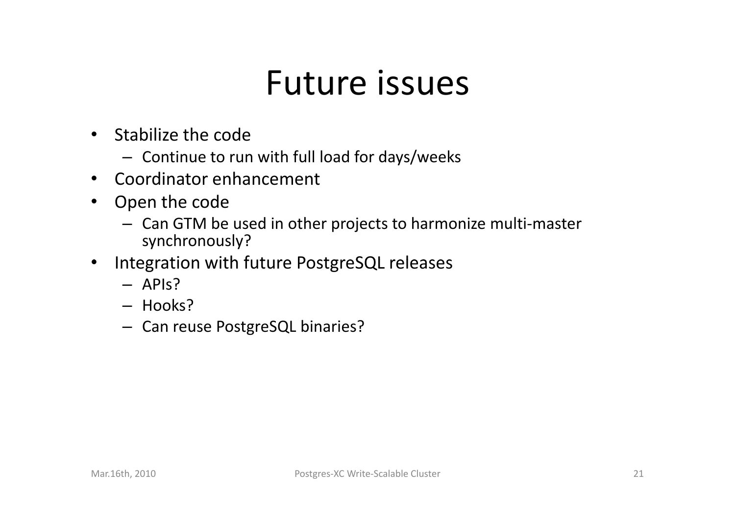# Future issues

- Stabilize the code
  - Continue to run with full load for days/weeks
- Coordinator enhancement
- Open the code
  - Can GTM be used in other projects to harmonize multi-master synchronously?
- Integration with future PostgreSQL releases
  - APIs?
  - Hooks?
  - Can reuse PostgreSQL binaries?